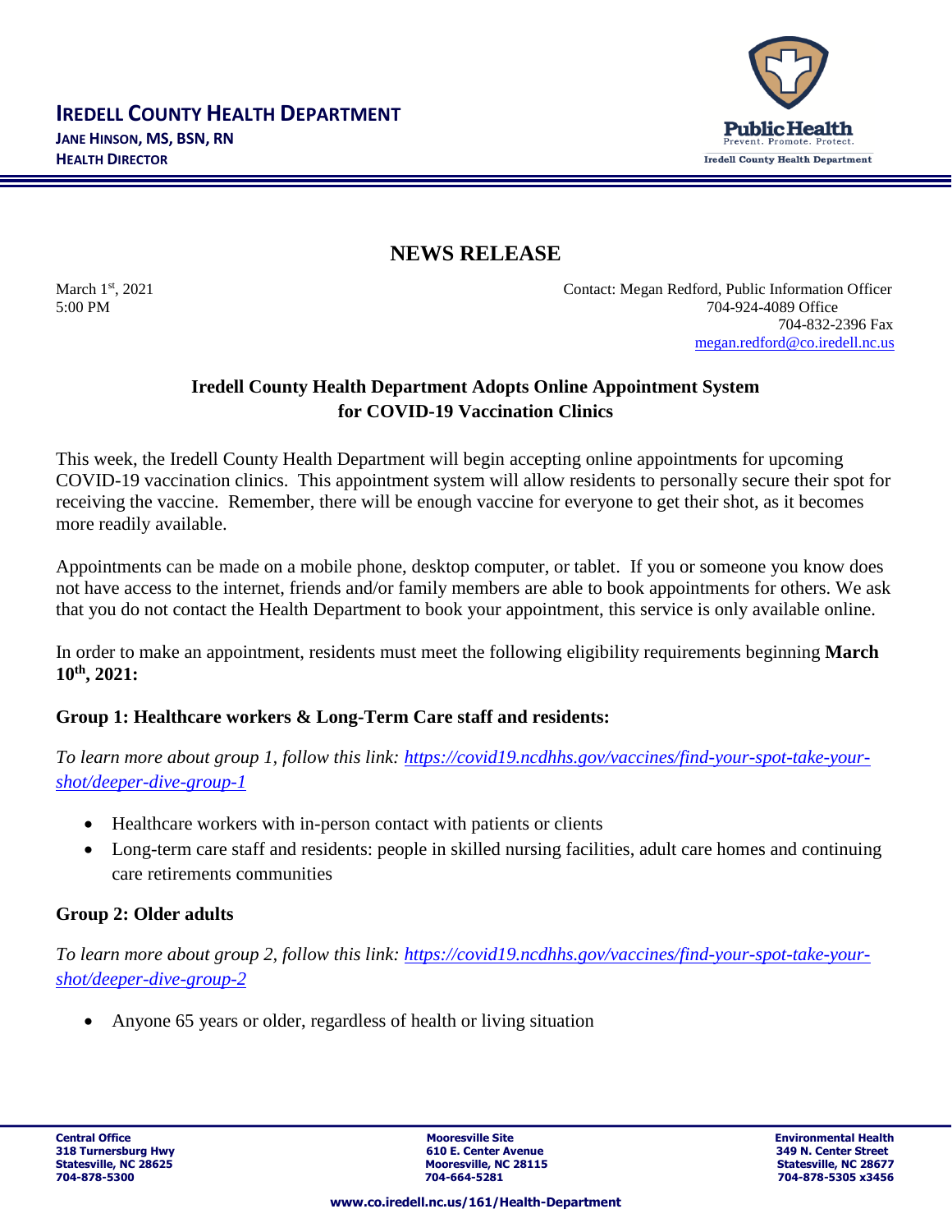# IREDELL COUNTY HEALTH DEPARTMENT

**JANE HINSON, MS, BSN, RN**
**HEALTH DIRECTOR**

Public Health
Prevent. Promote. Protect.
Iredell County Health Department

## NEWS RELEASE

March 1st, 2021
5:00 PM

Contact: Megan Redford, Public Information Officer
704-924-4089 Office
704-832-2396 Fax
megan.redford@co.iredell.nc.us

### Iredell County Health Department Adopts Online Appointment System for COVID-19 Vaccination Clinics

This week, the Iredell County Health Department will begin accepting online appointments for upcoming COVID-19 vaccination clinics. This appointment system will allow residents to personally secure their spot for receiving the vaccine. Remember, there will be enough vaccine for everyone to get their shot, as it becomes more readily available.

Appointments can be made on a mobile phone, desktop computer, or tablet. If you or someone you know does not have access to the internet, friends and/or family members are able to book appointments for others. We ask that you do not contact the Health Department to book your appointment, this service is only available online.

In order to make an appointment, residents must meet the following eligibility requirements beginning **March 10th, 2021:**

**Group 1: Healthcare workers & Long-Term Care staff and residents:**

*To learn more about group 1, follow this link: https://covid19.ncdhhs.gov/vaccines/find-your-spot-take-your-shot/deeper-dive-group-1*

- Healthcare workers with in-person contact with patients or clients
- Long-term care staff and residents: people in skilled nursing facilities, adult care homes and continuing care retirements communities

**Group 2: Older adults**

*To learn more about group 2, follow this link: https://covid19.ncdhhs.gov/vaccines/find-your-spot-take-your-shot/deeper-dive-group-2*

- Anyone 65 years or older, regardless of health or living situation

**Central Office**
**318 Turnersburg Hwy**
**Statesville, NC 28625**
**704-878-5300**

**Mooresville Site**
**610 E. Center Avenue**
**Mooresville, NC 28115**
**704-664-5281**

**Environmental Health**
**349 N. Center Street**
**Statesville, NC 28677**
**704-878-5305 x3456**

**www.co.iredell.nc.us/161/Health-Department**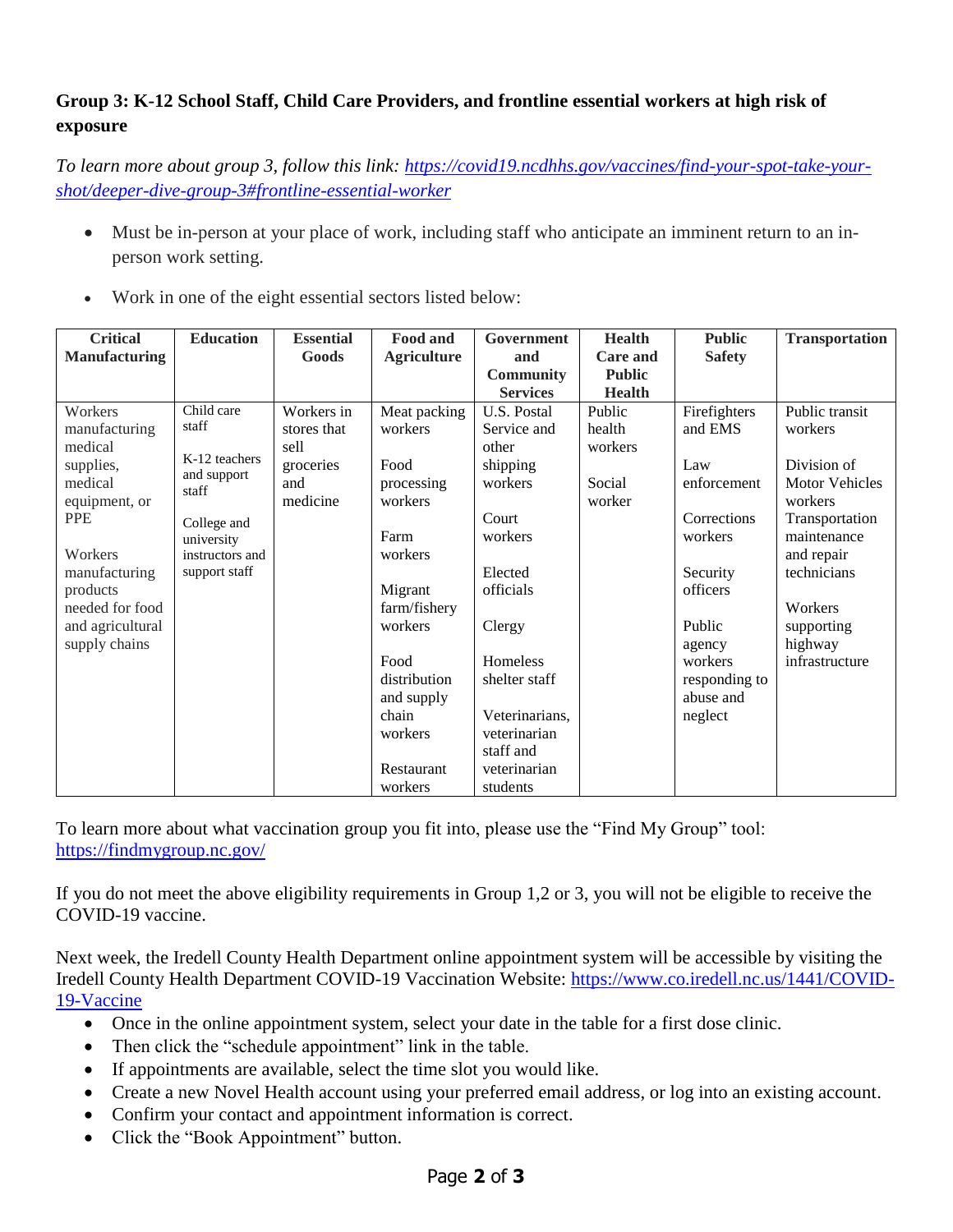**Group 3: K-12 School Staff, Child Care Providers, and frontline essential workers at high risk of exposure**

*To learn more about group 3, follow this link: [https://covid19.ncdhhs.gov/vaccines/find-your-spot-take-your-shot/deeper-dive-group-3#frontline-essential-worker](https://covid19.ncdhhs.gov/vaccines/find-your-spot-take-your-shot/deeper-dive-group-3#frontline-essential-worker)*

- Must be in-person at your place of work, including staff who anticipate an imminent return to an in-person work setting.
- Work in one of the eight essential sectors listed below:

| Critical Manufacturing | Education | Essential Goods | Food and Agriculture | Government and Community Services | Health Care and Public Health | Public Safety | Transportation |
|---|---|---|---|---|---|---|---|
| Workers manufacturing medical supplies, medical equipment, or PPE<br><br>Workers manufacturing products needed for food and agricultural supply chains | Child care staff<br><br>K-12 teachers and support staff<br><br>College and university instructors and support staff | Workers in stores that sell groceries and medicine | Meat packing workers<br><br>Food processing workers<br><br>Farm workers<br><br>Migrant farm/fishery workers<br><br>Food distribution and supply chain workers<br><br>Restaurant workers | U.S. Postal Service and other shipping workers<br><br>Court workers<br><br>Elected officials<br><br>Clergy<br><br>Homeless shelter staff<br><br>Veterinarians, veterinarian staff and veterinarian students | Public health workers<br><br>Social worker | Firefighters and EMS<br><br>Law enforcement<br><br>Corrections workers<br><br>Security officers<br><br>Public agency workers responding to abuse and neglect | Public transit workers<br><br>Division of Motor Vehicles workers<br><br>Transportation maintenance and repair technicians<br><br>Workers supporting highway infrastructure |

To learn more about what vaccination group you fit into, please use the "Find My Group" tool: [https://findmygroup.nc.gov/](https://findmygroup.nc.gov/)

If you do not meet the above eligibility requirements in Group 1,2 or 3, you will not be eligible to receive the COVID-19 vaccine.

Next week, the Iredell County Health Department online appointment system will be accessible by visiting the Iredell County Health Department COVID-19 Vaccination Website: [https://www.co.iredell.nc.us/1441/COVID-19-Vaccine](https://www.co.iredell.nc.us/1441/COVID-19-Vaccine)

- Once in the online appointment system, select your date in the table for a first dose clinic.
- Then click the "schedule appointment" link in the table.
- If appointments are available, select the time slot you would like.
- Create a new Novel Health account using your preferred email address, or log into an existing account.
- Confirm your contact and appointment information is correct.
- Click the "Book Appointment" button.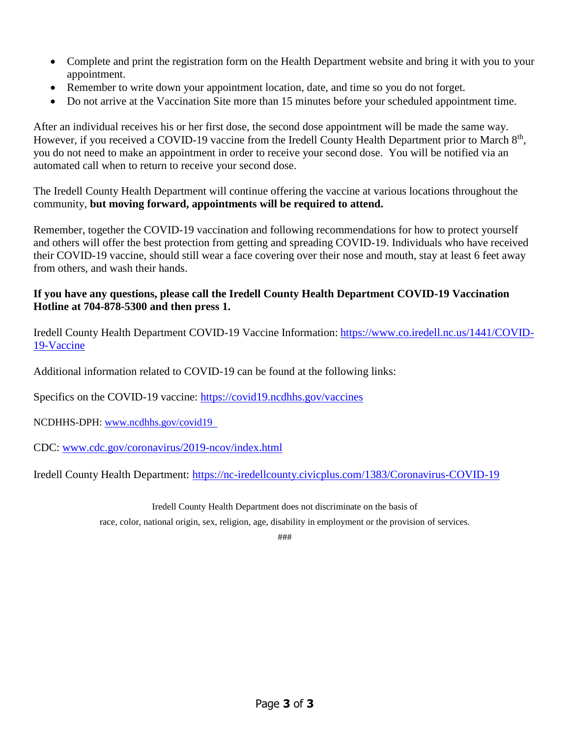- Complete and print the registration form on the Health Department website and bring it with you to your appointment.
- Remember to write down your appointment location, date, and time so you do not forget.
- Do not arrive at the Vaccination Site more than 15 minutes before your scheduled appointment time.

After an individual receives his or her first dose, the second dose appointment will be made the same way. However, if you received a COVID-19 vaccine from the Iredell County Health Department prior to March 8th, you do not need to make an appointment in order to receive your second dose. You will be notified via an automated call when to return to receive your second dose.

The Iredell County Health Department will continue offering the vaccine at various locations throughout the community, **but moving forward, appointments will be required to attend.**

Remember, together the COVID-19 vaccination and following recommendations for how to protect yourself and others will offer the best protection from getting and spreading COVID-19. Individuals who have received their COVID-19 vaccine, should still wear a face covering over their nose and mouth, stay at least 6 feet away from others, and wash their hands.

**If you have any questions, please call the Iredell County Health Department COVID-19 Vaccination Hotline at 704-878-5300 and then press 1.**

Iredell County Health Department COVID-19 Vaccine Information: https://www.co.iredell.nc.us/1441/COVID-19-Vaccine

Additional information related to COVID-19 can be found at the following links:

Specifics on the COVID-19 vaccine: https://covid19.ncdhhs.gov/vaccines

NCDHHS-DPH: www.ncdhhs.gov/covid19

CDC: www.cdc.gov/coronavirus/2019-ncov/index.html

Iredell County Health Department: https://nc-iredellcounty.civicplus.com/1383/Coronavirus-COVID-19

Iredell County Health Department does not discriminate on the basis of race, color, national origin, sex, religion, age, disability in employment or the provision of services.

###